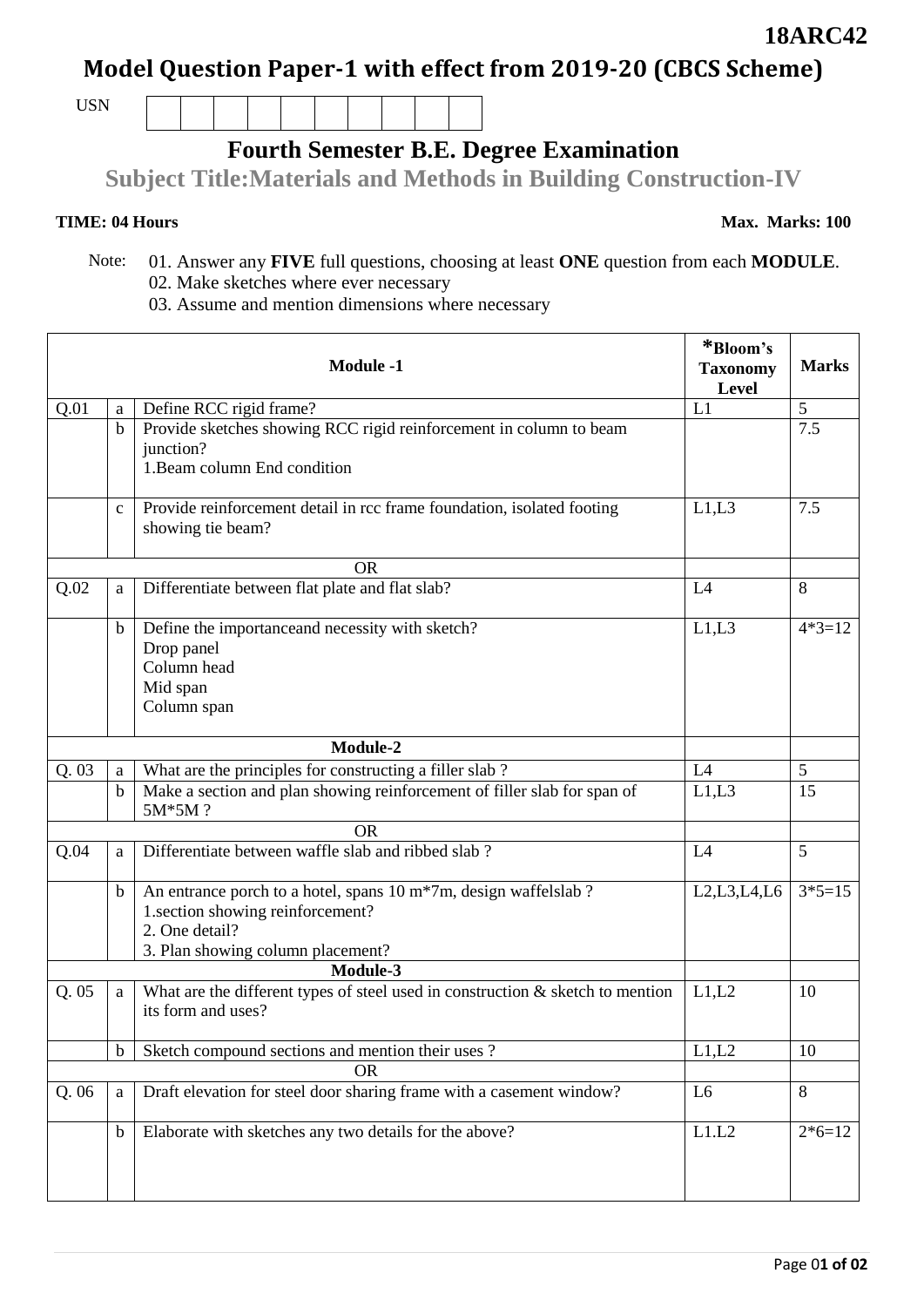**18ARC42**

# Model Question Paper-1 with effect from 2019-20 (CBCS Scheme)

USN | | | | | | | | | |

## Fourth Semester B.E. Degree Examination

## Subject Title:Materials and Methods in Building Construction-IV

**TIME: 04 Hours** **Max. Marks: 100**

Note: 01. Answer any **FIVE** full questions, choosing at least **ONE** question from each **MODULE**.
02. Make sketches where ever necessary
03. Assume and mention dimensions where necessary

| | | **Module -1** | ***Bloom's Taxonomy Level** | **Marks** |
|---|---|---|---|---|
| Q.01 | a | Define RCC rigid frame? | L1 | 5 |
| | b | Provide sketches showing RCC rigid reinforcement in column to beam junction?<br>1.Beam column End condition | | 7.5 |
| | c | Provide reinforcement detail in rcc frame foundation, isolated footing showing tie beam? | L1,L3 | 7.5 |
| | | OR | | |
| Q.02 | a | Differentiate between flat plate and flat slab? | L4 | 8 |
| | b | Define the importanceand necessity with sketch?<br>Drop panel<br>Column head<br>Mid span<br>Column span | L1,L3 | 4*3=12 |
| | | **Module-2** | | |
| Q. 03 | a | What are the principles for constructing a filler slab ? | L4 | 5 |
| | b | Make a section and plan showing reinforcement of filler slab for span of 5M*5M ? | L1,L3 | 15 |
| | | OR | | |
| Q.04 | a | Differentiate between waffle slab and ribbed slab ? | L4 | 5 |
| | b | An entrance porch to a hotel, spans 10 m*7m, design waffelslab ?<br>1.section showing reinforcement?<br>2. One detail?<br>3. Plan showing column placement? | L2,L3,L4,L6 | 3*5=15 |
| | | **Module-3** | | |
| Q. 05 | a | What are the different types of steel used in construction & sketch to mention its form and uses? | L1,L2 | 10 |
| | b | Sketch compound sections and mention their uses ? | L1,L2 | 10 |
| | | OR | | |
| Q. 06 | a | Draft elevation for steel door sharing frame with a casement window? | L6 | 8 |
| | b | Elaborate with sketches any two details for the above? | L1.L2 | 2*6=12 |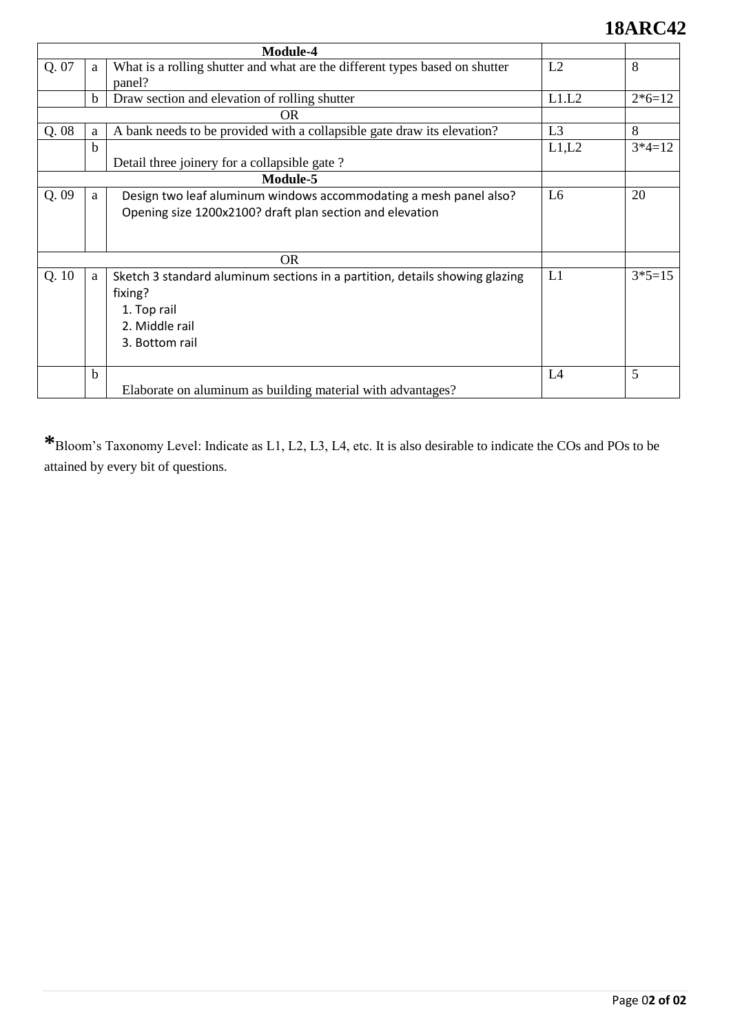| | | | | |
|---|---|---|---|---|
| **Module-4** | | | | |
| Q. 07 | a | What is a rolling shutter and what are the different types based on shutter panel? | L2 | 8 |
| | b | Draw section and elevation of rolling shutter | L1.L2 | 2*6=12 |
| OR | | | | |
| Q. 08 | a | A bank needs to be provided with a collapsible gate draw its elevation? | L3 | 8 |
| | b | Detail three joinery for a collapsible gate ? | L1,L2 | 3*4=12 |
| **Module-5** | | | | |
| Q. 09 | a | Design two leaf aluminum windows accommodating a mesh panel also? Opening size 1200x2100? draft plan section and elevation | L6 | 20 |
| OR | | | | |
| Q. 10 | a | Sketch 3 standard aluminum sections in a partition, details showing glazing fixing?<br>1. Top rail<br>2. Middle rail<br>3. Bottom rail | L1 | 3*5=15 |
| | b | Elaborate on aluminum as building material with advantages? | L4 | 5 |

*Bloom's Taxonomy Level: Indicate as L1, L2, L3, L4, etc. It is also desirable to indicate the COs and POs to be attained by every bit of questions.